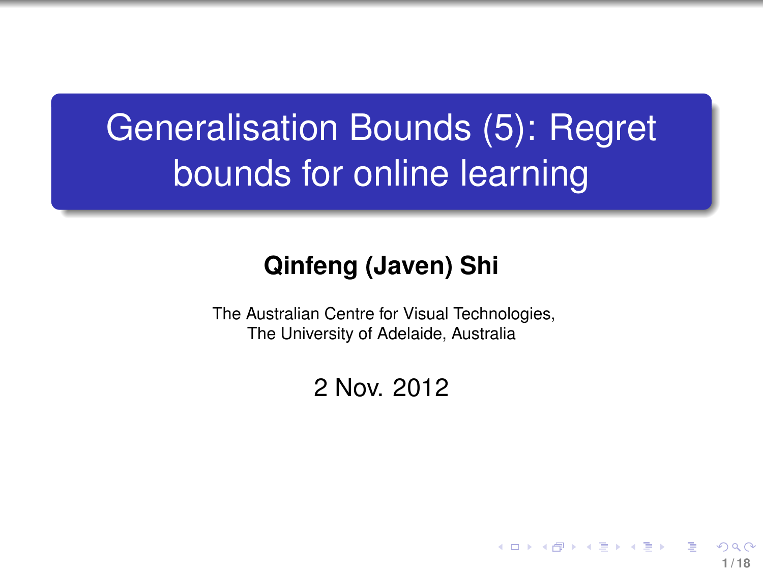# Generalisation Bounds (5): Regret bounds for online learning

**Qinfeng (Javen) Shi**

The Australian Centre for Visual Technologies,
The University of Adelaide, Australia

2 Nov. 2012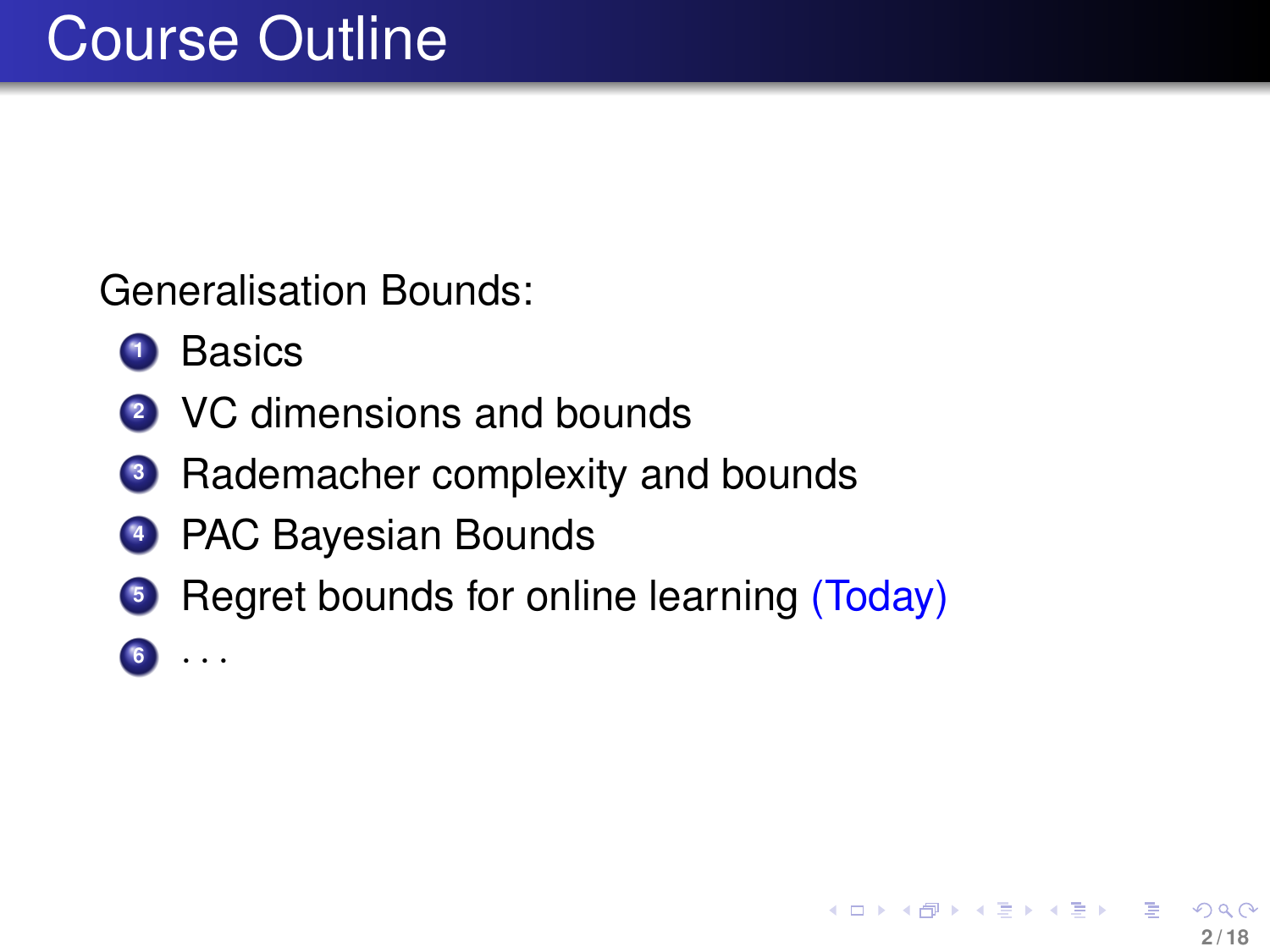# Course Outline

Generalisation Bounds:

1. Basics
2. VC dimensions and bounds
3. Rademacher complexity and bounds
4. PAC Bayesian Bounds
5. Regret bounds for online learning (Today)
6. . . .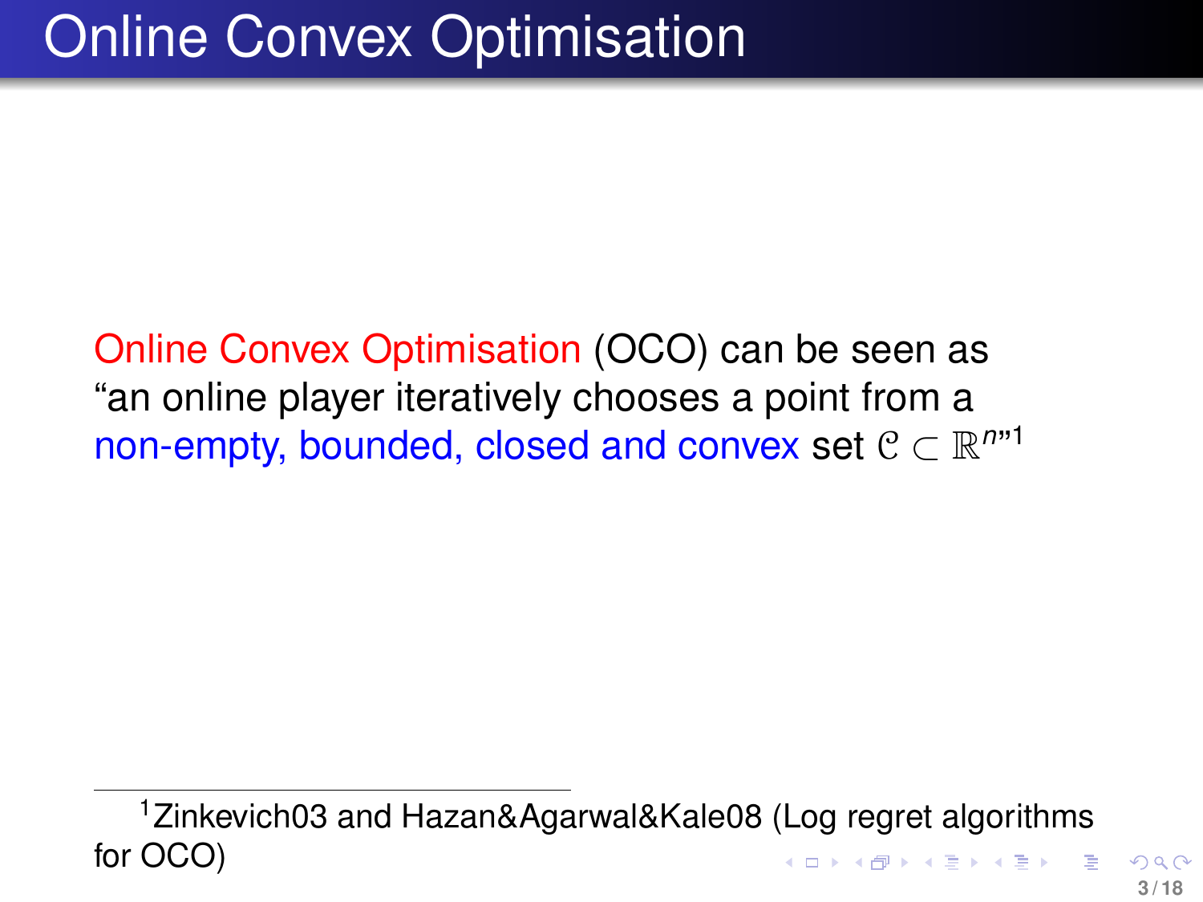# Online Convex Optimisation

Online Convex Optimisation (OCO) can be seen as "an online player iteratively chooses a point from a non-empty, bounded, closed and convex set $\mathcal{C} \subset \mathbb{R}^n$"[1]

[1] Zinkevich03 and Hazan&Agarwal&Kale08 (Log regret algorithms for OCO)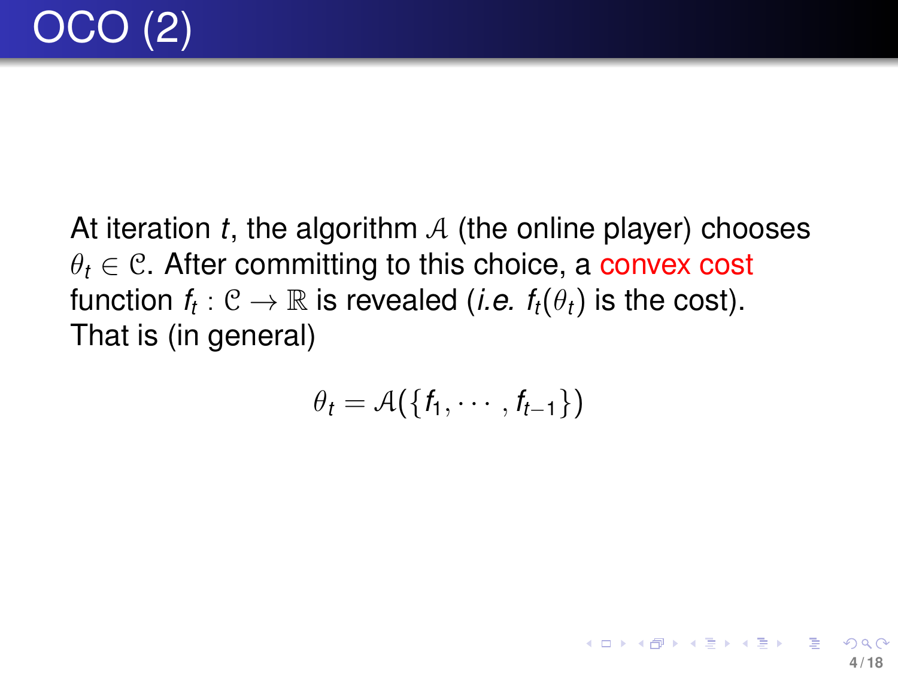# OCO (2)

At iteration $t$, the algorithm $\mathcal{A}$ (the online player) chooses $\theta_t \in \mathcal{C}$. After committing to this choice, a convex cost function $f_t : \mathcal{C} \to \mathbb{R}$ is revealed (*i.e.* $f_t(\theta_t)$ is the cost). That is (in general)

$$\theta_t = \mathcal{A}(\{f_1, \cdots, f_{t-1}\})$$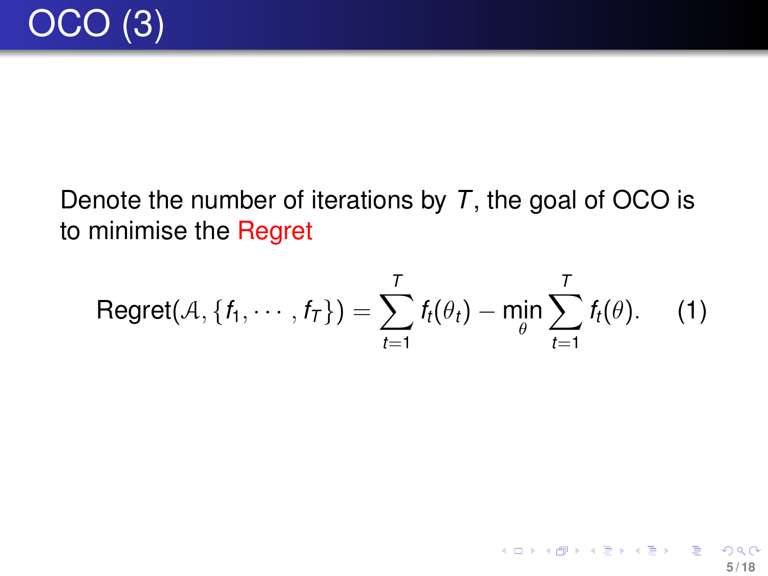# OCO (3)

Denote the number of iterations by $T$, the goal of OCO is to minimise the Regret

$$\text{Regret}(\mathcal{A}, \{f_1, \cdots, f_T\}) = \sum_{t=1}^{T} f_t(\theta_t) - \min_{\theta} \sum_{t=1}^{T} f_t(\theta). \tag{1}$$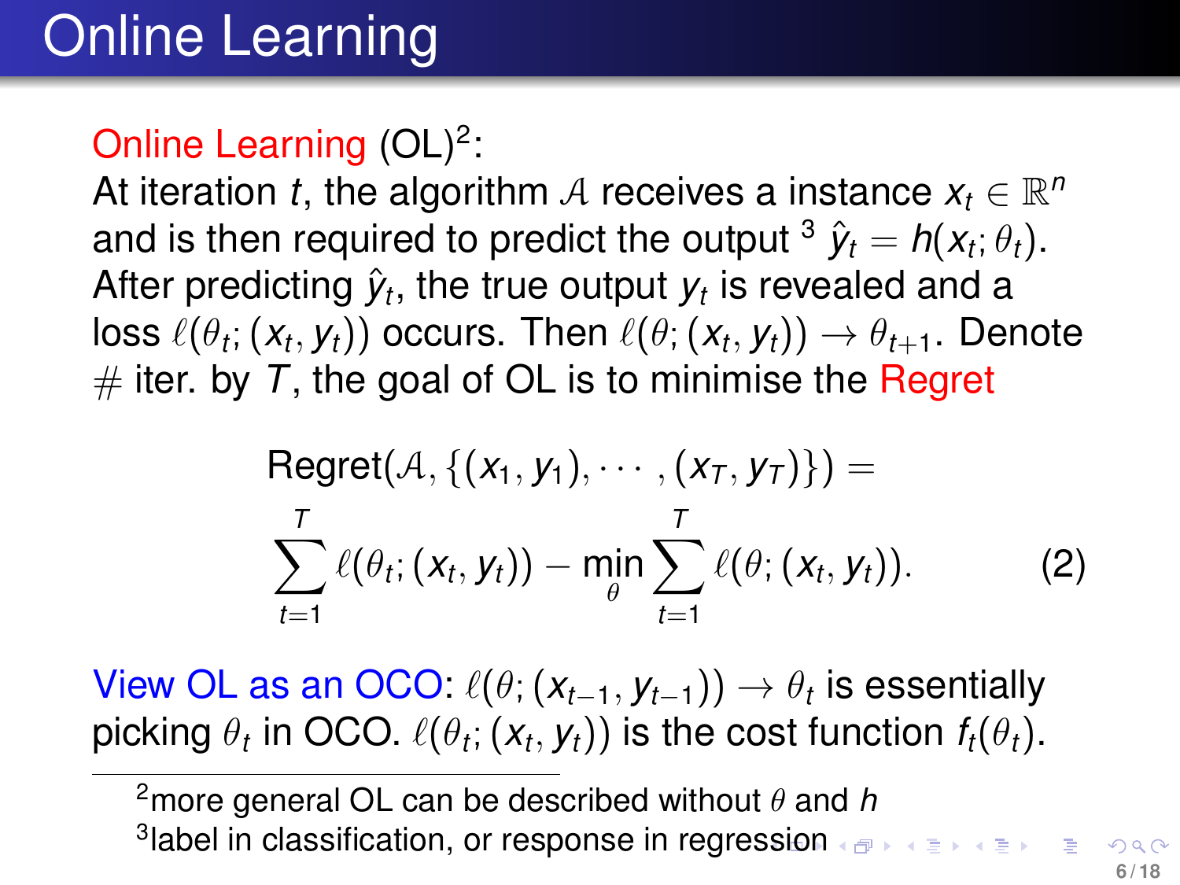# Online Learning

Online Learning (OL)[2]:
At iteration $t$, the algorithm $\mathcal{A}$ receives a instance $x_t \in \mathbb{R}^n$ and is then required to predict the output [3] $\hat{y}_t = h(x_t; \theta_t)$. After predicting $\hat{y}_t$, the true output $y_t$ is revealed and a loss $\ell(\theta_t; (x_t, y_t))$ occurs. Then $\ell(\theta; (x_t, y_t)) \to \theta_{t+1}$. Denote # iter. by $T$, the goal of OL is to minimise the Regret

$$\text{Regret}(\mathcal{A}, \{(x_1, y_1), \cdots, (x_T, y_T)\}) = \sum_{t=1}^{T} \ell(\theta_t; (x_t, y_t)) - \min_{\theta} \sum_{t=1}^{T} \ell(\theta; (x_t, y_t)). \tag{2}$$

View OL as an OCO: $\ell(\theta; (x_{t-1}, y_{t-1})) \to \theta_t$ is essentially picking $\theta_t$ in OCO. $\ell(\theta_t; (x_t, y_t))$ is the cost function $f_t(\theta_t)$.

---

[2] more general OL can be described without $\theta$ and $h$

[3] label in classification, or response in regression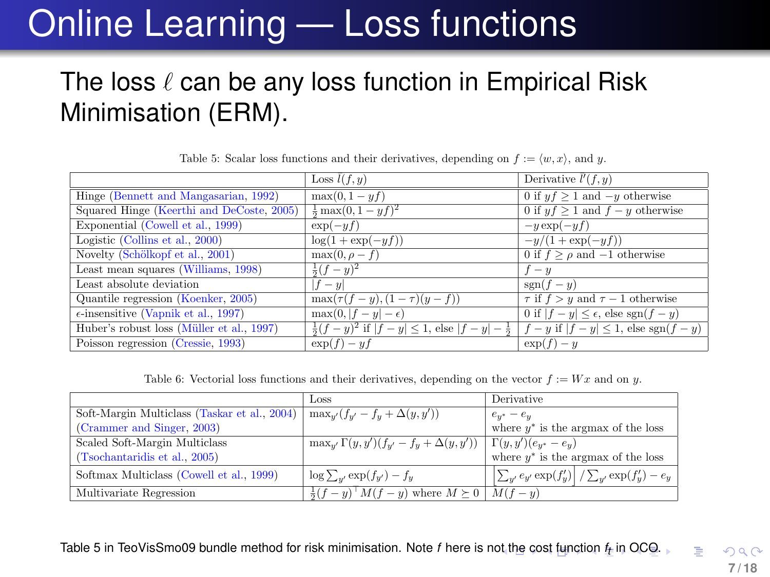# Online Learning — Loss functions

The loss $\ell$ can be any loss function in Empirical Risk Minimisation (ERM).

Table 5: Scalar loss functions and their derivatives, depending on $f := \langle w, x \rangle$, and $y$.

| | Loss $l(f, y)$ | Derivative $l'(f, y)$ |
|---|---|---|
| Hinge (Bennett and Mangasarian, 1992) | $\max(0, 1 - yf)$ | 0 if $yf \geq 1$ and $-y$ otherwise |
| Squared Hinge (Keerthi and DeCoste, 2005) | $\frac{1}{2}\max(0, 1 - yf)^2$ | 0 if $yf \geq 1$ and $f - y$ otherwise |
| Exponential (Cowell et al., 1999) | $\exp(-yf)$ | $-y\exp(-yf)$ |
| Logistic (Collins et al., 2000) | $\log(1 + \exp(-yf))$ | $-y/(1 + \exp(-yf))$ |
| Novelty (Schölkopf et al., 2001) | $\max(0, \rho - f)$ | 0 if $f \geq \rho$ and $-1$ otherwise |
| Least mean squares (Williams, 1998) | $\frac{1}{2}(f - y)^2$ | $f - y$ |
| Least absolute deviation | $\lvert f - y \rvert$ | $\mathrm{sgn}(f - y)$ |
| Quantile regression (Koenker, 2005) | $\max(\tau(f - y), (1 - \tau)(y - f))$ | $\tau$ if $f > y$ and $\tau - 1$ otherwise |
| $\epsilon$-insensitive (Vapnik et al., 1997) | $\max(0, \lvert f - y \rvert - \epsilon)$ | 0 if $\lvert f - y \rvert \leq \epsilon$, else $\mathrm{sgn}(f - y)$ |
| Huber's robust loss (Müller et al., 1997) | $\frac{1}{2}(f - y)^2$ if $\lvert f - y \rvert \leq 1$, else $\lvert f - y \rvert - \frac{1}{2}$ | $f - y$ if $\lvert f - y \rvert \leq 1$, else $\mathrm{sgn}(f - y)$ |
| Poisson regression (Cressie, 1993) | $\exp(f) - yf$ | $\exp(f) - y$ |

Table 6: Vectorial loss functions and their derivatives, depending on the vector $f := Wx$ and on $y$.

| | Loss | Derivative |
|---|---|---|
| Soft-Margin Multiclass (Taskar et al., 2004) (Crammer and Singer, 2003) | $\max_{y'}(f_{y'} - f_y + \Delta(y, y'))$ | $e_{y^*} - e_y$ where $y^*$ is the argmax of the loss |
| Scaled Soft-Margin Multiclass (Tsochantaridis et al., 2005) | $\max_{y'} \Gamma(y, y')(f_{y'} - f_y + \Delta(y, y'))$ | $\Gamma(y, y')(e_{y^*} - e_y)$ where $y^*$ is the argmax of the loss |
| Softmax Multiclass (Cowell et al., 1999) | $\log \sum_{y'} \exp(f_{y'}) - f_y$ | $\left[\sum_{y'} e_{y'} \exp(f'_y)\right] / \sum_{y'} \exp(f'_y) - e_y$ |
| Multivariate Regression | $\frac{1}{2}(f - y)^\top M(f - y)$ where $M \succeq 0$ | $M(f - y)$ |

Table 5 in TeoVisSmo09 bundle method for risk minimisation. Note $f$ here is not the cost function $f_t$ in OCO.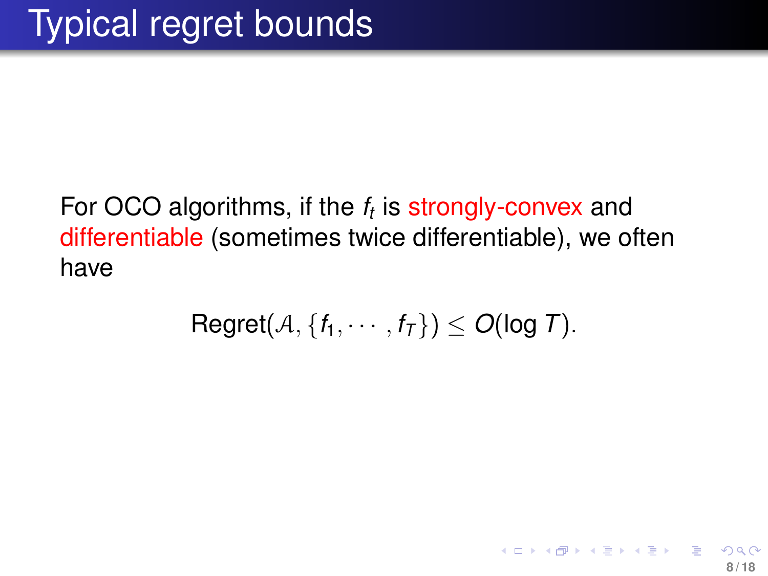# Typical regret bounds

For OCO algorithms, if the $f_t$ is strongly-convex and differentiable (sometimes twice differentiable), we often have

$$\text{Regret}(\mathcal{A}, \{f_1, \cdots, f_T\}) \leq O(\log T).$$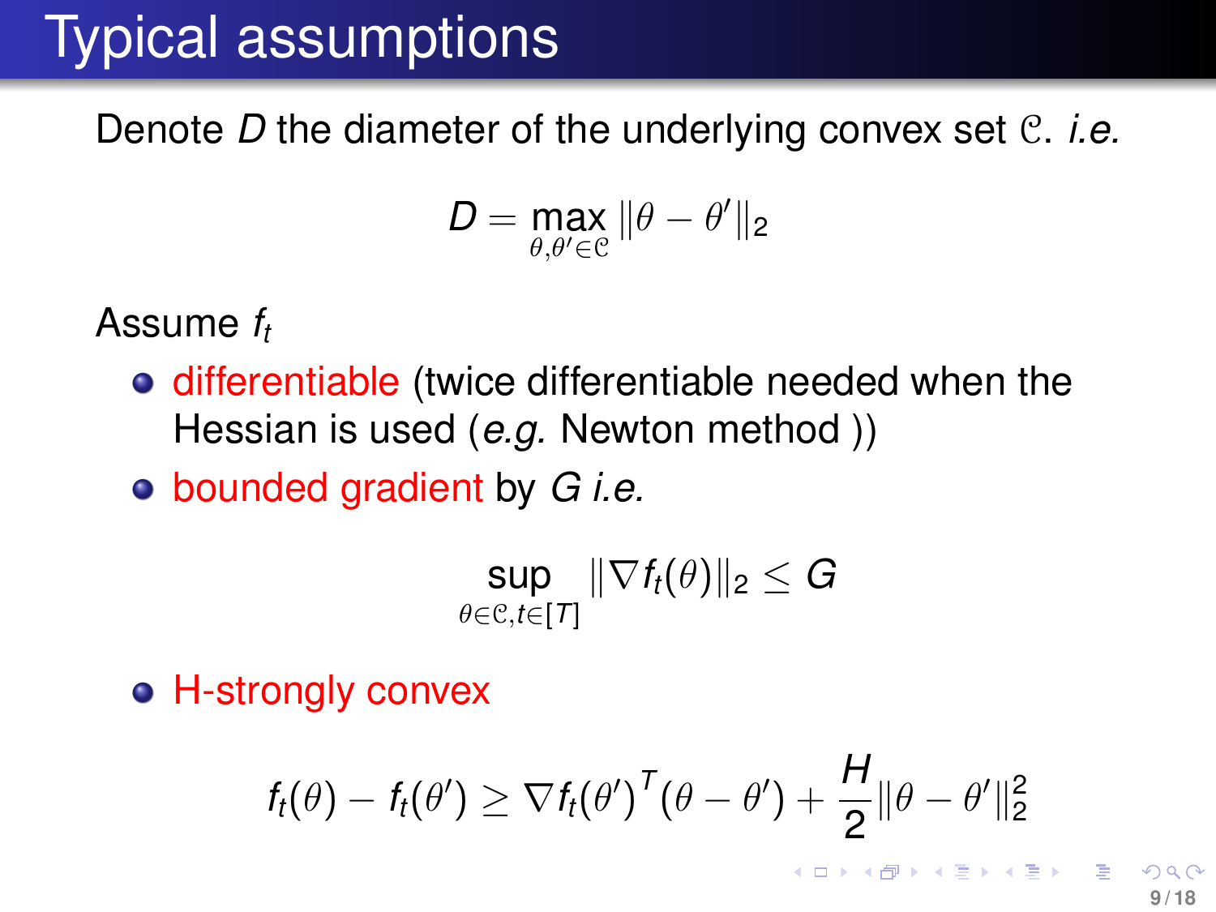# Typical assumptions

Denote $D$ the diameter of the underlying convex set $\mathcal{C}$. *i.e.*

$$D = \max_{\theta, \theta' \in \mathcal{C}} \|\theta - \theta'\|_2$$

Assume $f_t$

- differentiable (twice differentiable needed when the Hessian is used (*e.g.* Newton method ))
- bounded gradient by $G$ *i.e.*

$$\sup_{\theta \in \mathcal{C}, t \in [T]} \|\nabla f_t(\theta)\|_2 \leq G$$

- H-strongly convex

$$f_t(\theta) - f_t(\theta') \geq \nabla f_t(\theta')^T (\theta - \theta') + \frac{H}{2} \|\theta - \theta'\|_2^2$$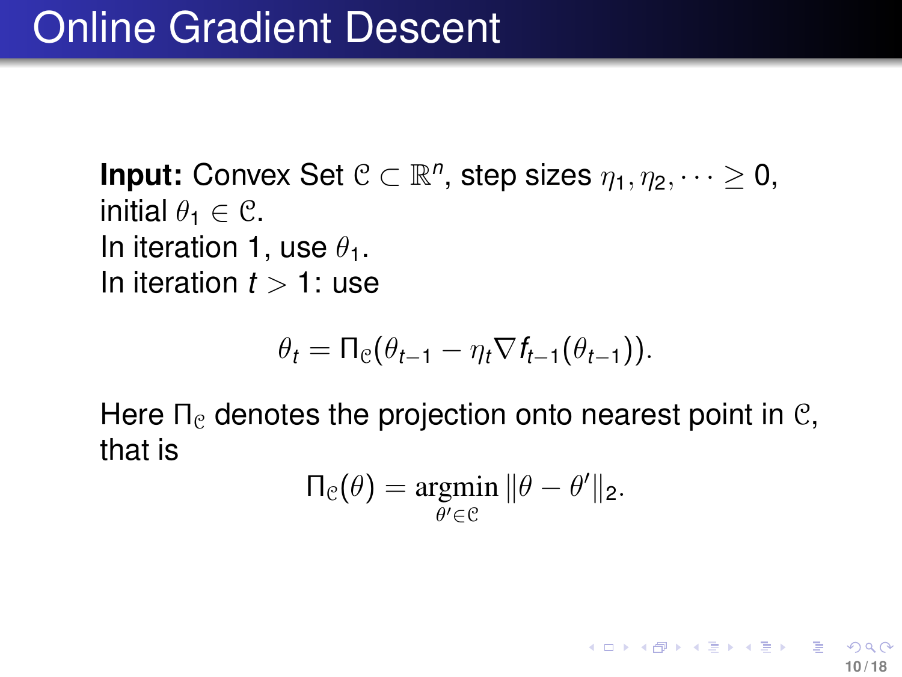# Online Gradient Descent

**Input:** Convex Set $\mathcal{C} \subset \mathbb{R}^n$, step sizes $\eta_1, \eta_2, \dots \geq 0$, initial $\theta_1 \in \mathcal{C}$.
In iteration 1, use $\theta_1$.
In iteration $t > 1$: use

$$\theta_t = \Pi_{\mathcal{C}}(\theta_{t-1} - \eta_t \nabla f_{t-1}(\theta_{t-1})).$$

Here $\Pi_{\mathcal{C}}$ denotes the projection onto nearest point in $\mathcal{C}$, that is

$$\Pi_{\mathcal{C}}(\theta) = \underset{\theta' \in \mathcal{C}}{\operatorname{argmin}} \|\theta - \theta'\|_2.$$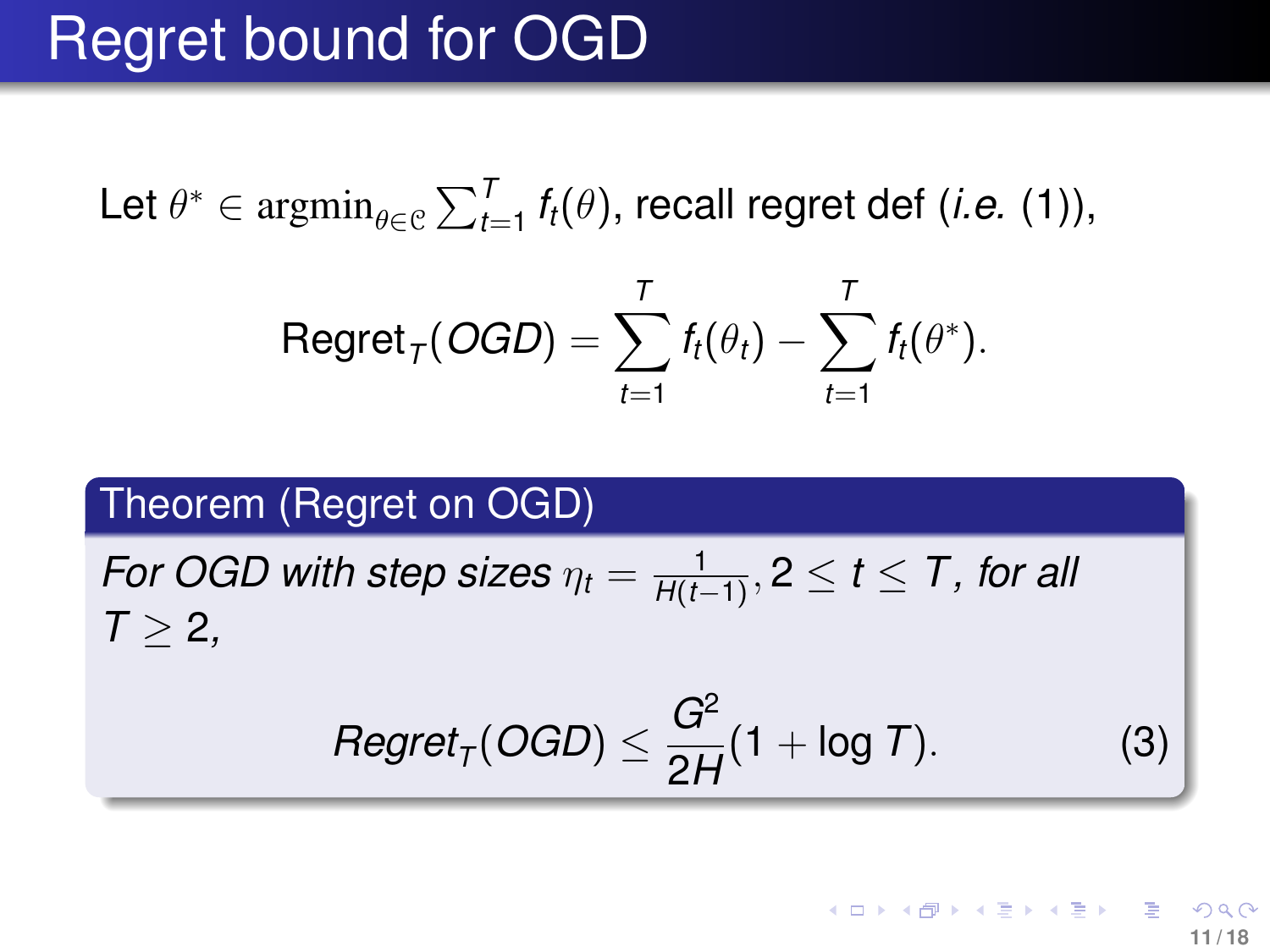# Regret bound for OGD

Let $\theta^* \in \mathrm{argmin}_{\theta \in \mathcal{C}} \sum_{t=1}^{T} f_t(\theta)$, recall regret def (*i.e.* (1)),

$$\mathrm{Regret}_T(OGD) = \sum_{t=1}^{T} f_t(\theta_t) - \sum_{t=1}^{T} f_t(\theta^*).$$

**Theorem (Regret on OGD)**

*For OGD with step sizes* $\eta_t = \frac{1}{H(t-1)}, 2 \leq t \leq T$, *for all* $T \geq 2$,

$$\mathit{Regret}_T(OGD) \leq \frac{G^2}{2H}(1 + \log T). \tag{3}$$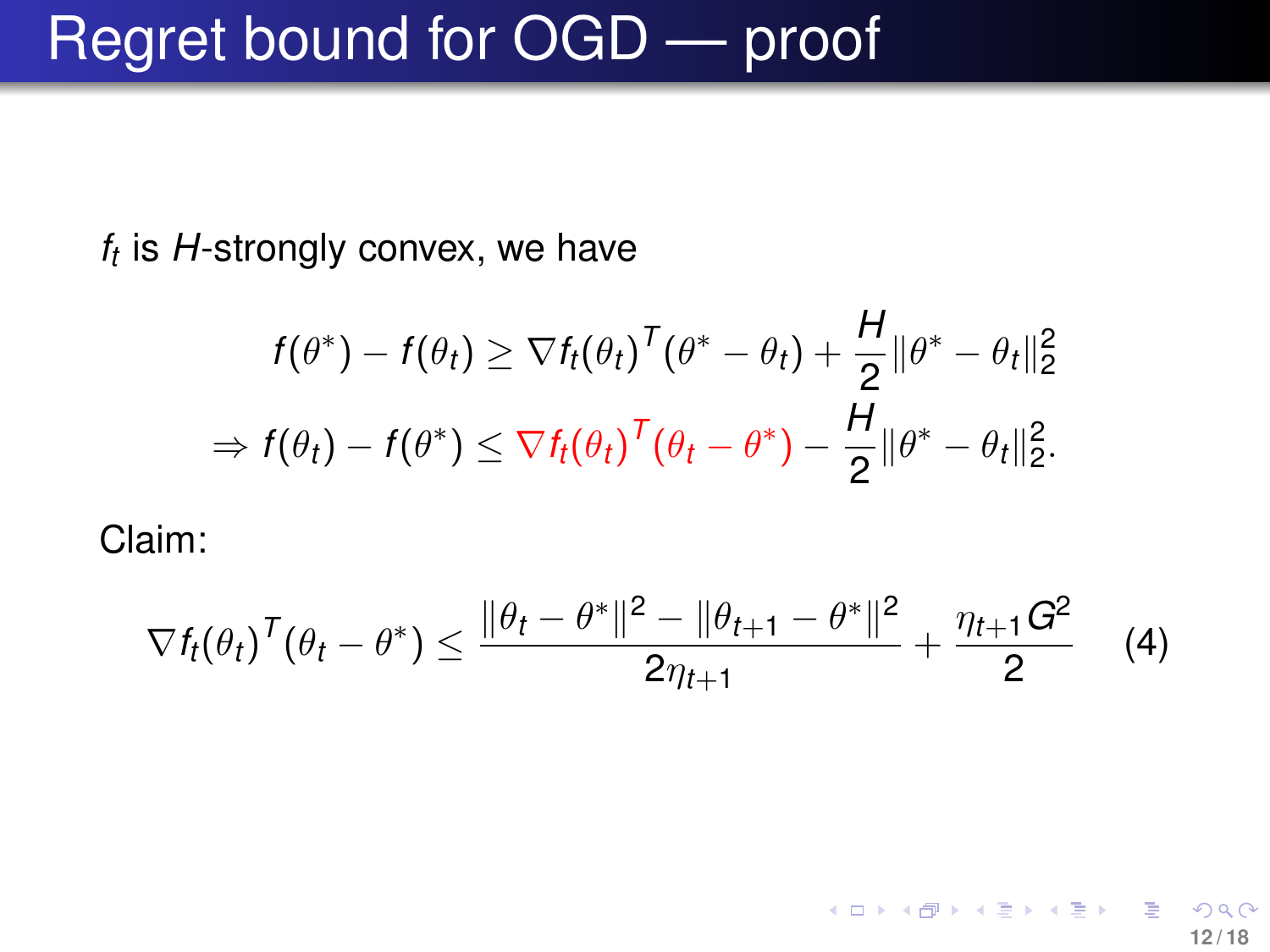# Regret bound for OGD — proof

$f_t$ is $H$-strongly convex, we have

$$f(\theta^*) - f(\theta_t) \geq \nabla f_t(\theta_t)^T (\theta^* - \theta_t) + \frac{H}{2} \|\theta^* - \theta_t\|_2^2$$

$$\Rightarrow f(\theta_t) - f(\theta^*) \leq \nabla f_t(\theta_t)^T (\theta_t - \theta^*) - \frac{H}{2} \|\theta^* - \theta_t\|_2^2.$$

Claim:

$$\nabla f_t(\theta_t)^T (\theta_t - \theta^*) \leq \frac{\|\theta_t - \theta^*\|^2 - \|\theta_{t+1} - \theta^*\|^2}{2\eta_{t+1}} + \frac{\eta_{t+1} G^2}{2} \quad (4)$$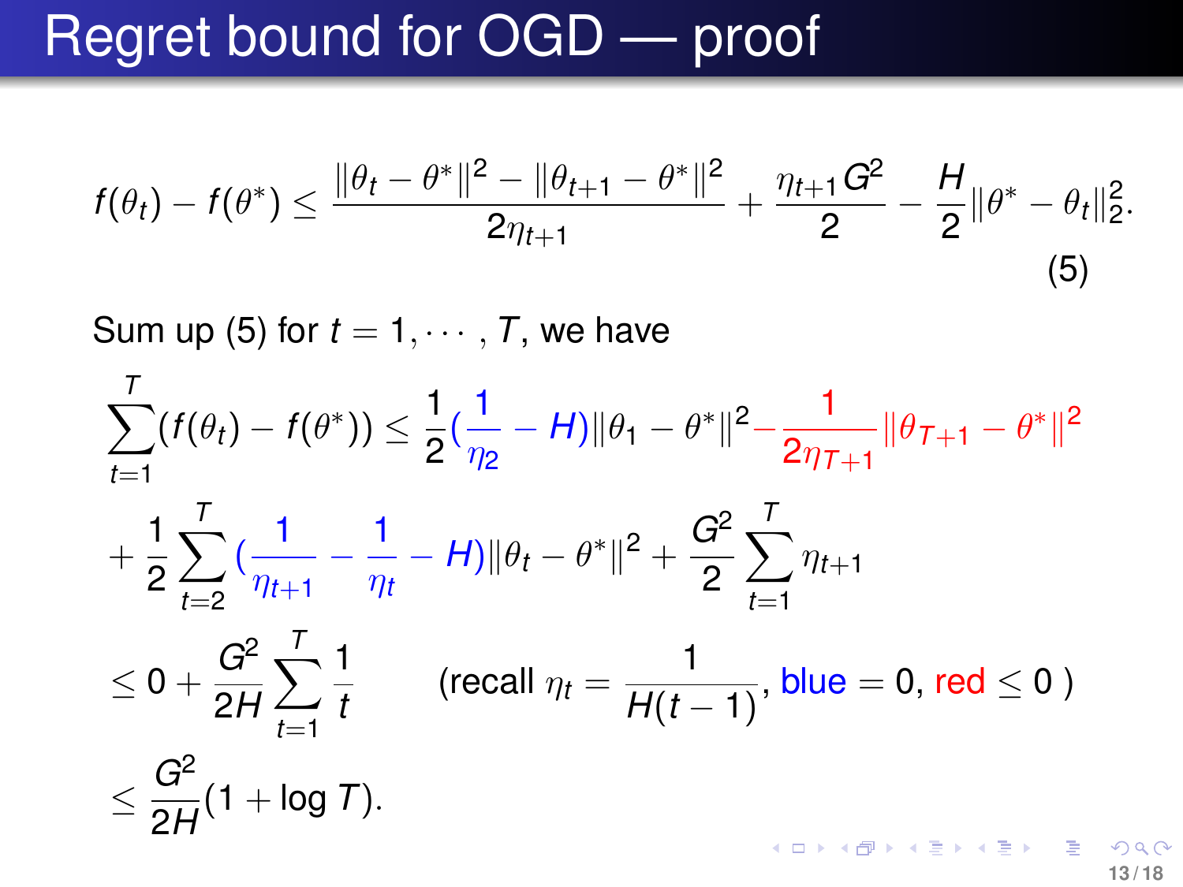# Regret bound for OGD — proof

$$f(\theta_t) - f(\theta^*) \leq \frac{\|\theta_t - \theta^*\|^2 - \|\theta_{t+1} - \theta^*\|^2}{2\eta_{t+1}} + \frac{\eta_{t+1} G^2}{2} - \frac{H}{2}\|\theta^* - \theta_t\|_2^2. \tag{5}$$

Sum up (5) for $t = 1, \cdots, T$, we have

$$\sum_{t=1}^{T}(f(\theta_t) - f(\theta^*)) \leq \frac{1}{2}\left(\frac{1}{\eta_2} - H\right)\|\theta_1 - \theta^*\|^2 - \frac{1}{2\eta_{T+1}}\|\theta_{T+1} - \theta^*\|^2$$

$$+ \frac{1}{2}\sum_{t=2}^{T}\left(\frac{1}{\eta_{t+1}} - \frac{1}{\eta_t} - H\right)\|\theta_t - \theta^*\|^2 + \frac{G^2}{2}\sum_{t=1}^{T}\eta_{t+1}$$

$$\leq 0 + \frac{G^2}{2H}\sum_{t=1}^{T}\frac{1}{t} \qquad \left(\text{recall } \eta_t = \frac{1}{H(t-1)}, \text{ blue} = 0, \text{ red} \leq 0\right)$$

$$\leq \frac{G^2}{2H}(1 + \log T).$$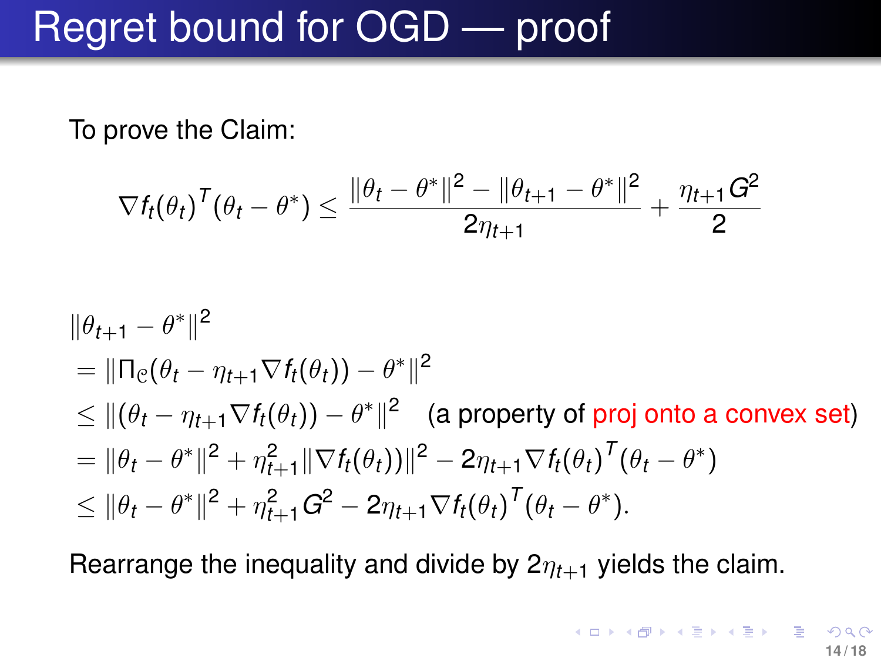# Regret bound for OGD — proof

To prove the Claim:

$$\nabla f_t(\theta_t)^T(\theta_t - \theta^*) \leq \frac{\|\theta_t - \theta^*\|^2 - \|\theta_{t+1} - \theta^*\|^2}{2\eta_{t+1}} + \frac{\eta_{t+1} G^2}{2}$$

$$
\begin{aligned}
&\|\theta_{t+1} - \theta^*\|^2 \\
&= \|\Pi_{\mathcal{C}}(\theta_t - \eta_{t+1}\nabla f_t(\theta_t)) - \theta^*\|^2 \\
&\leq \|(\theta_t - \eta_{t+1}\nabla f_t(\theta_t)) - \theta^*\|^2 \quad \text{(a property of proj onto a convex set)} \\
&= \|\theta_t - \theta^*\|^2 + \eta_{t+1}^2\|\nabla f_t(\theta_t))\|^2 - 2\eta_{t+1}\nabla f_t(\theta_t)^T(\theta_t - \theta^*) \\
&\leq \|\theta_t - \theta^*\|^2 + \eta_{t+1}^2 G^2 - 2\eta_{t+1}\nabla f_t(\theta_t)^T(\theta_t - \theta^*).
\end{aligned}
$$

Rearrange the inequality and divide by $2\eta_{t+1}$ yields the claim.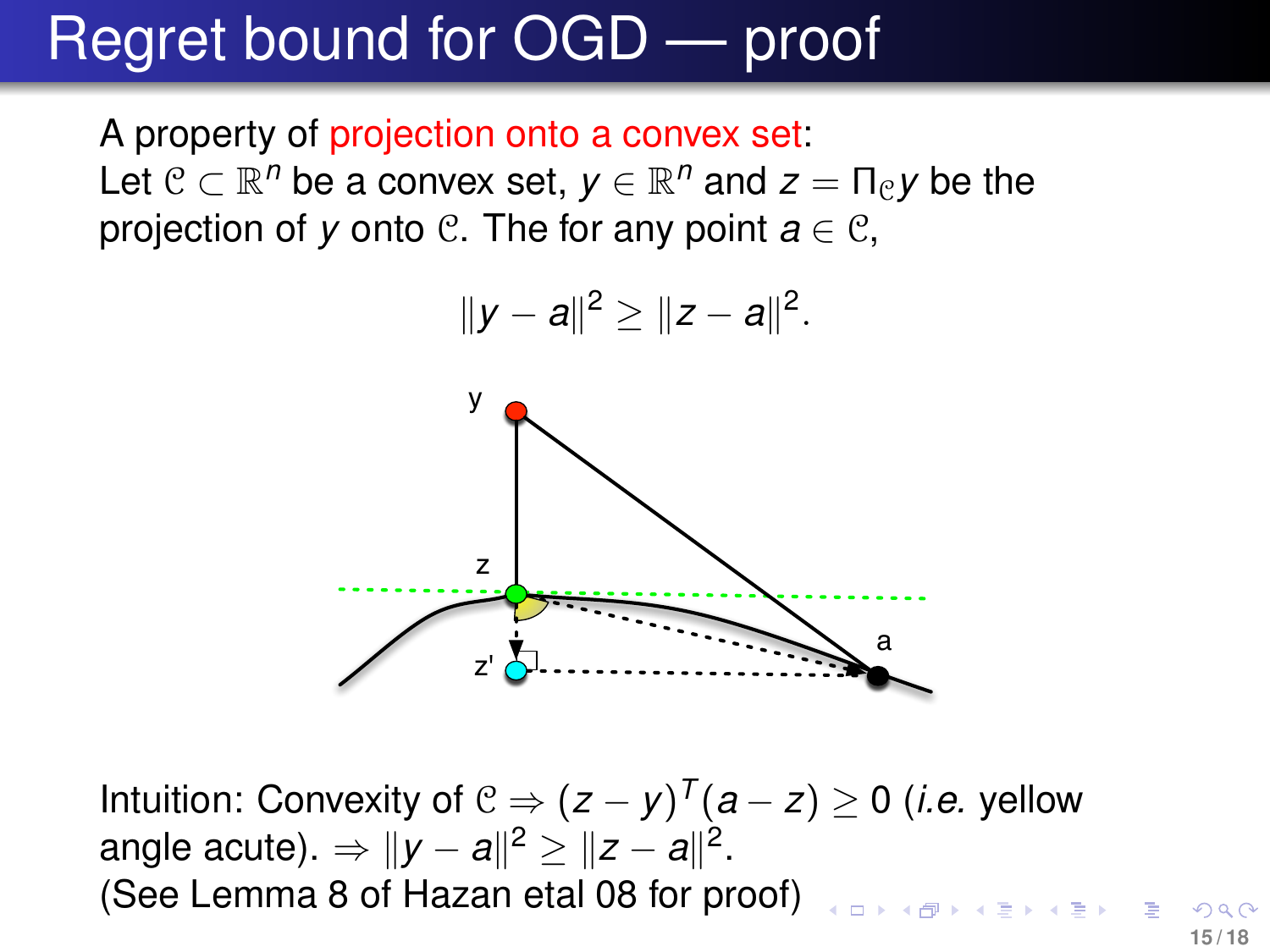# Regret bound for OGD — proof

A property of projection onto a convex set:
Let $\mathcal{C} \subset \mathbb{R}^n$ be a convex set, $y \in \mathbb{R}^n$ and $z = \Pi_{\mathcal{C}} y$ be the projection of $y$ onto $\mathcal{C}$. The for any point $a \in \mathcal{C}$,

$$\|y - a\|^2 \geq \|z - a\|^2.$$

Intuition: Convexity of $\mathcal{C} \Rightarrow (z - y)^T (a - z) \geq 0$ (*i.e.* yellow angle acute). $\Rightarrow \|y - a\|^2 \geq \|z - a\|^2$.
(See Lemma 8 of Hazan etal 08 for proof)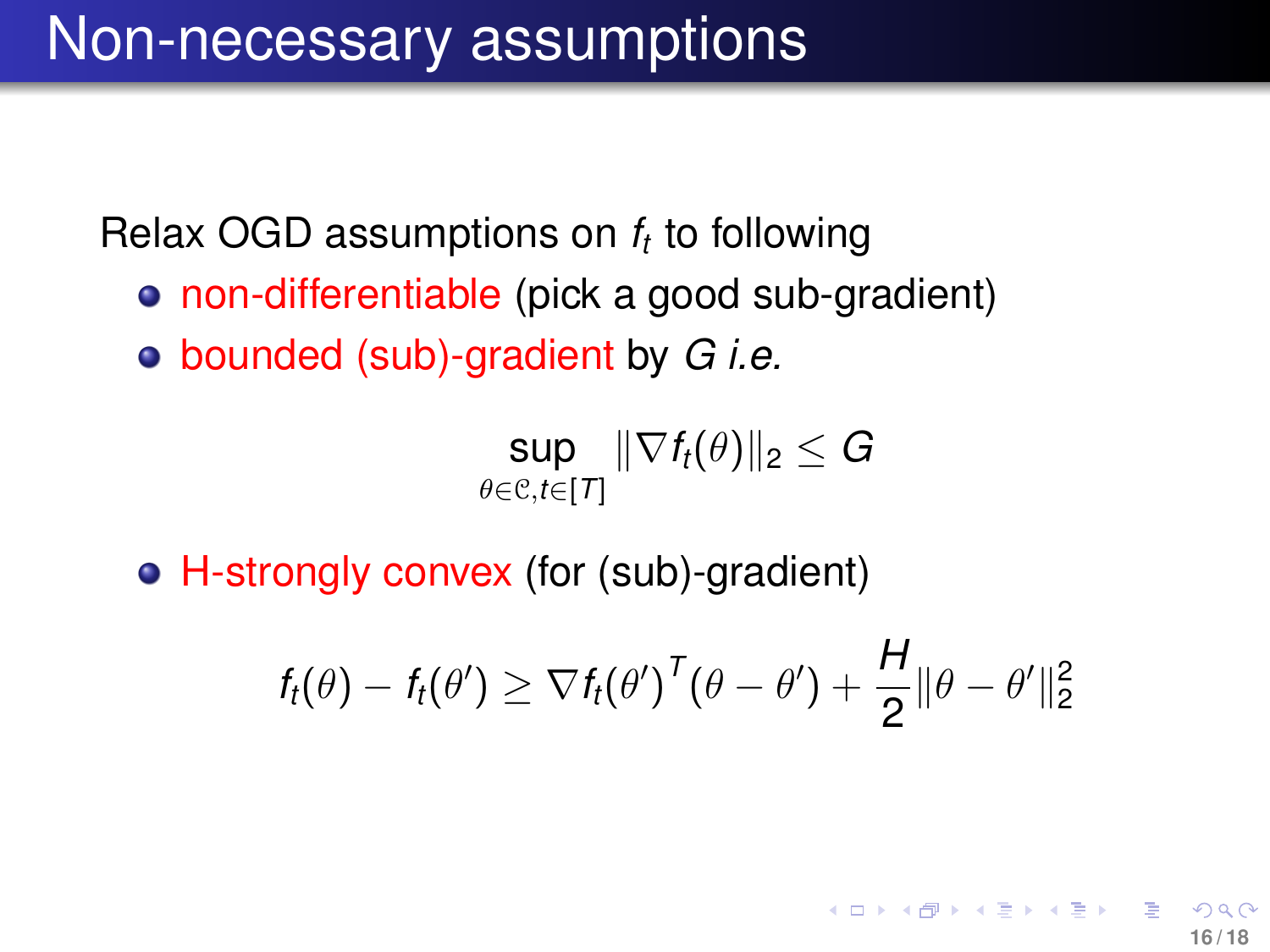# Non-necessary assumptions

Relax OGD assumptions on $f_t$ to following

- non-differentiable (pick a good sub-gradient)
- bounded (sub)-gradient by $G$ *i.e.*

$$\sup_{\theta \in \mathcal{C}, t \in [T]} \|\nabla f_t(\theta)\|_2 \leq G$$

- H-strongly convex (for (sub)-gradient)

$$f_t(\theta) - f_t(\theta') \geq \nabla f_t(\theta')^T (\theta - \theta') + \frac{H}{2} \|\theta - \theta'\|_2^2$$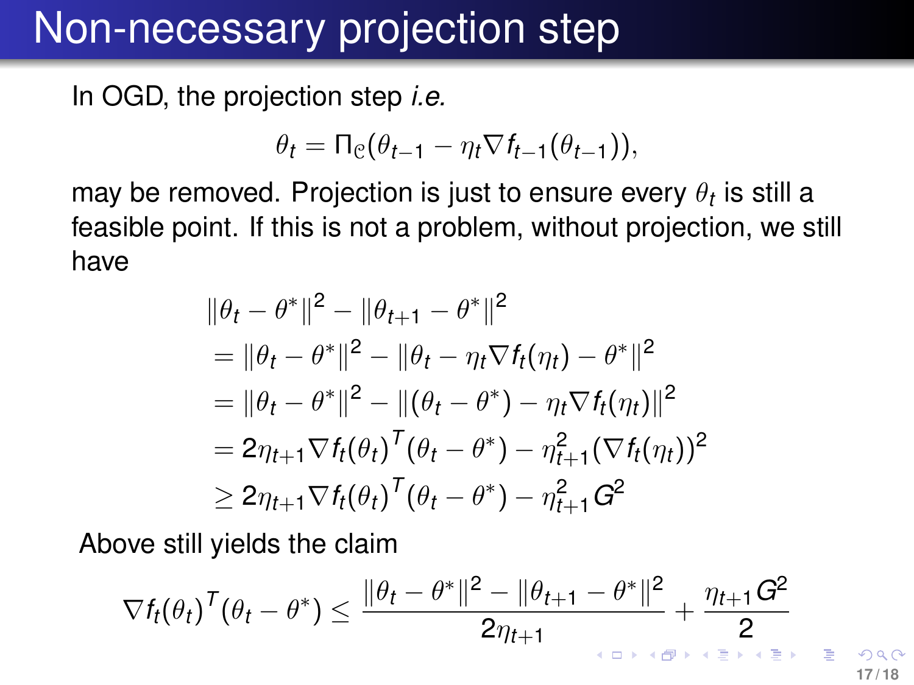# Non-necessary projection step

In OGD, the projection step *i.e.*

$$\theta_t = \Pi_{\mathcal{C}}(\theta_{t-1} - \eta_t \nabla f_{t-1}(\theta_{t-1})),$$

may be removed. Projection is just to ensure every $\theta_t$ is still a feasible point. If this is not a problem, without projection, we still have

$$\begin{aligned}
&\|\theta_t - \theta^*\|^2 - \|\theta_{t+1} - \theta^*\|^2 \\
&= \|\theta_t - \theta^*\|^2 - \|\theta_t - \eta_t \nabla f_t(\eta_t) - \theta^*\|^2 \\
&= \|\theta_t - \theta^*\|^2 - \|(\theta_t - \theta^*) - \eta_t \nabla f_t(\eta_t)\|^2 \\
&= 2\eta_{t+1} \nabla f_t(\theta_t)^T (\theta_t - \theta^*) - \eta_{t+1}^2 (\nabla f_t(\eta_t))^2 \\
&\geq 2\eta_{t+1} \nabla f_t(\theta_t)^T (\theta_t - \theta^*) - \eta_{t+1}^2 G^2
\end{aligned}$$

Above still yields the claim

$$\nabla f_t(\theta_t)^T (\theta_t - \theta^*) \leq \frac{\|\theta_t - \theta^*\|^2 - \|\theta_{t+1} - \theta^*\|^2}{2\eta_{t+1}} + \frac{\eta_{t+1} G^2}{2}$$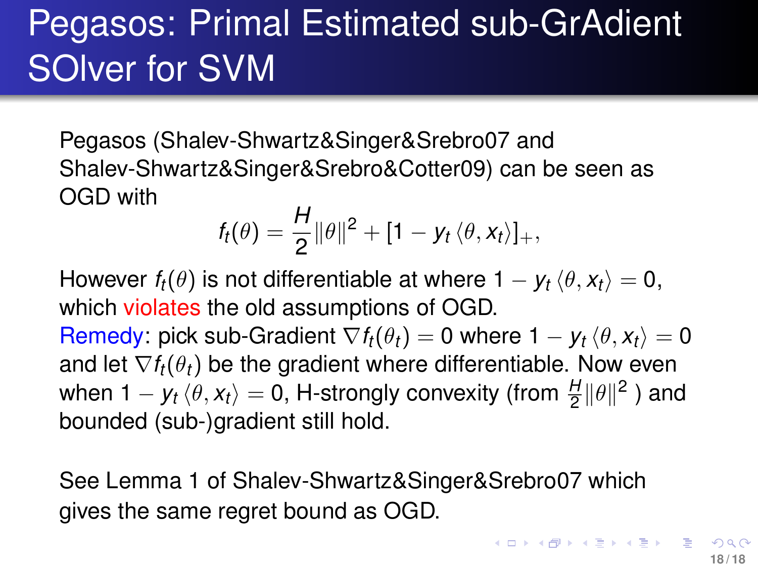# Pegasos: Primal Estimated sub-GrAdient SOlver for SVM

Pegasos (Shalev-Shwartz&Singer&Srebro07 and Shalev-Shwartz&Singer&Srebro&Cotter09) can be seen as OGD with

$$f_t(\theta) = \frac{H}{2}\|\theta\|^2 + [1 - y_t \langle \theta, x_t \rangle]_+,$$

However $f_t(\theta)$ is not differentiable at where $1 - y_t \langle \theta, x_t \rangle = 0$, which violates the old assumptions of OGD.

Remedy: pick sub-Gradient $\nabla f_t(\theta_t) = 0$ where $1 - y_t \langle \theta, x_t \rangle = 0$ and let $\nabla f_t(\theta_t)$ be the gradient where differentiable. Now even when $1 - y_t \langle \theta, x_t \rangle = 0$, H-strongly convexity (from $\frac{H}{2}\|\theta\|^2$ ) and bounded (sub-)gradient still hold.

See Lemma 1 of Shalev-Shwartz&Singer&Srebro07 which gives the same regret bound as OGD.